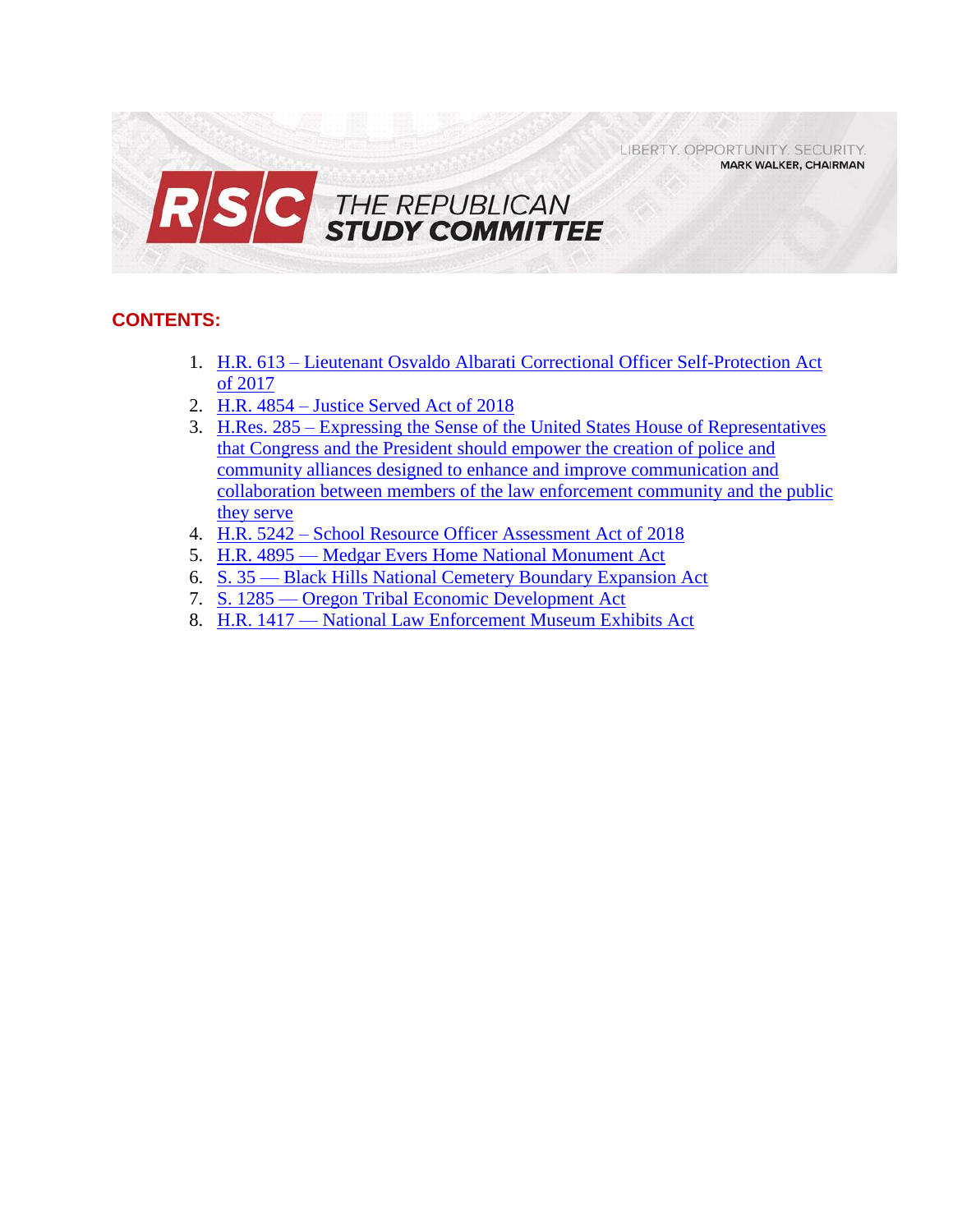LIBERTY. OPPORTUNITY. SECURITY.
**MARK WALKER, CHAIRMAN**

# THE REPUBLICAN STUDY COMMITTEE

## CONTENTS:

1. H.R. 613 – Lieutenant Osvaldo Albarati Correctional Officer Self-Protection Act of 2017
2. H.R. 4854 – Justice Served Act of 2018
3. H.Res. 285 – Expressing the Sense of the United States House of Representatives that Congress and the President should empower the creation of police and community alliances designed to enhance and improve communication and collaboration between members of the law enforcement community and the public they serve
4. H.R. 5242 – School Resource Officer Assessment Act of 2018
5. H.R. 4895 — Medgar Evers Home National Monument Act
6. S. 35 — Black Hills National Cemetery Boundary Expansion Act
7. S. 1285 — Oregon Tribal Economic Development Act
8. H.R. 1417 — National Law Enforcement Museum Exhibits Act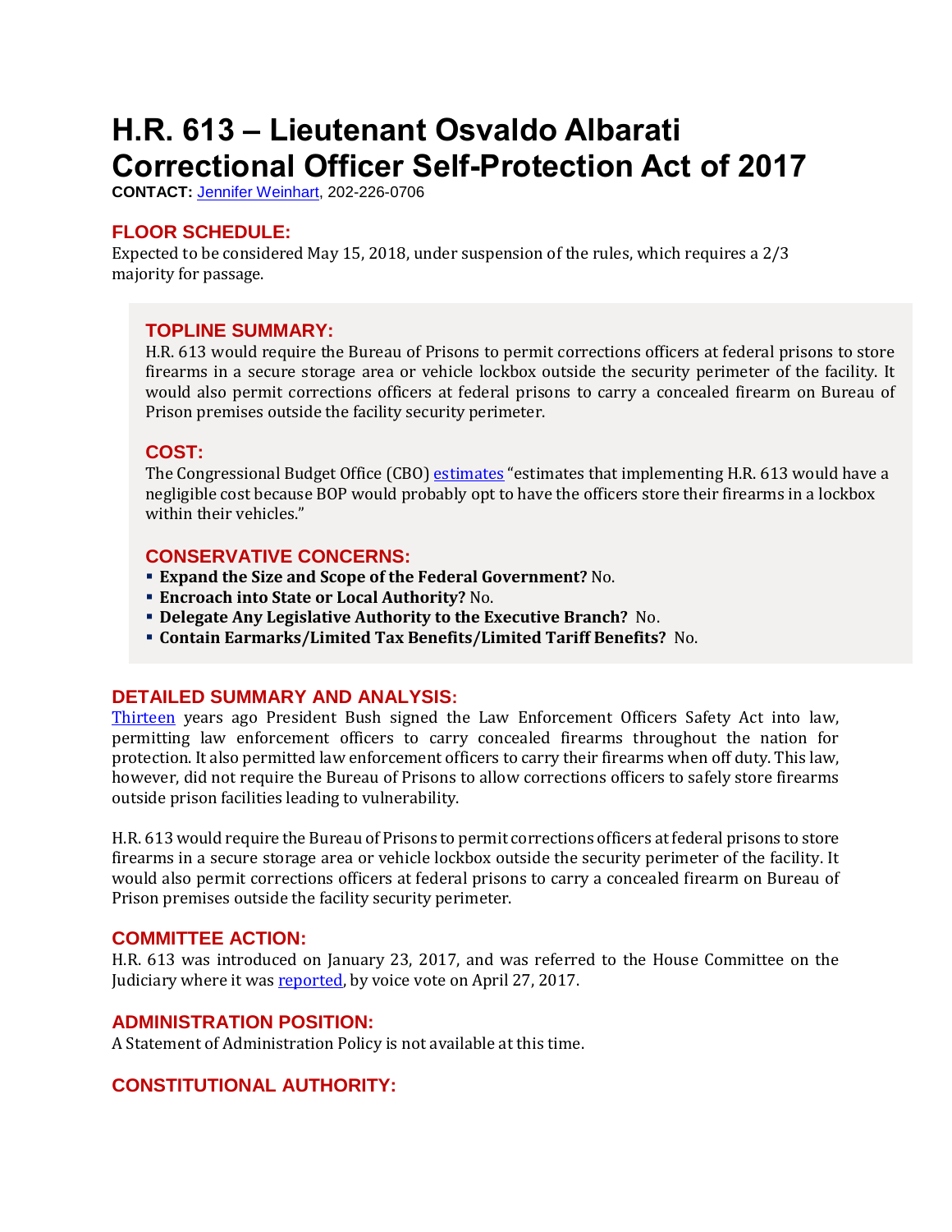# H.R. 613 – Lieutenant Osvaldo Albarati Correctional Officer Self-Protection Act of 2017

**CONTACT:** Jennifer Weinhart, 202-226-0706

## FLOOR SCHEDULE:

Expected to be considered May 15, 2018, under suspension of the rules, which requires a 2/3 majority for passage.

## TOPLINE SUMMARY:

H.R. 613 would require the Bureau of Prisons to permit corrections officers at federal prisons to store firearms in a secure storage area or vehicle lockbox outside the security perimeter of the facility. It would also permit corrections officers at federal prisons to carry a concealed firearm on Bureau of Prison premises outside the facility security perimeter.

## COST:

The Congressional Budget Office (CBO) estimates "estimates that implementing H.R. 613 would have a negligible cost because BOP would probably opt to have the officers store their firearms in a lockbox within their vehicles."

## CONSERVATIVE CONCERNS:

- **Expand the Size and Scope of the Federal Government?** No.
- **Encroach into State or Local Authority?** No.
- **Delegate Any Legislative Authority to the Executive Branch?** No.
- **Contain Earmarks/Limited Tax Benefits/Limited Tariff Benefits?** No.

## DETAILED SUMMARY AND ANALYSIS:

Thirteen years ago President Bush signed the Law Enforcement Officers Safety Act into law, permitting law enforcement officers to carry concealed firearms throughout the nation for protection. It also permitted law enforcement officers to carry their firearms when off duty. This law, however, did not require the Bureau of Prisons to allow corrections officers to safely store firearms outside prison facilities leading to vulnerability.

H.R. 613 would require the Bureau of Prisons to permit corrections officers at federal prisons to store firearms in a secure storage area or vehicle lockbox outside the security perimeter of the facility. It would also permit corrections officers at federal prisons to carry a concealed firearm on Bureau of Prison premises outside the facility security perimeter.

## COMMITTEE ACTION:

H.R. 613 was introduced on January 23, 2017, and was referred to the House Committee on the Judiciary where it was reported, by voice vote on April 27, 2017.

## ADMINISTRATION POSITION:

A Statement of Administration Policy is not available at this time.

## CONSTITUTIONAL AUTHORITY: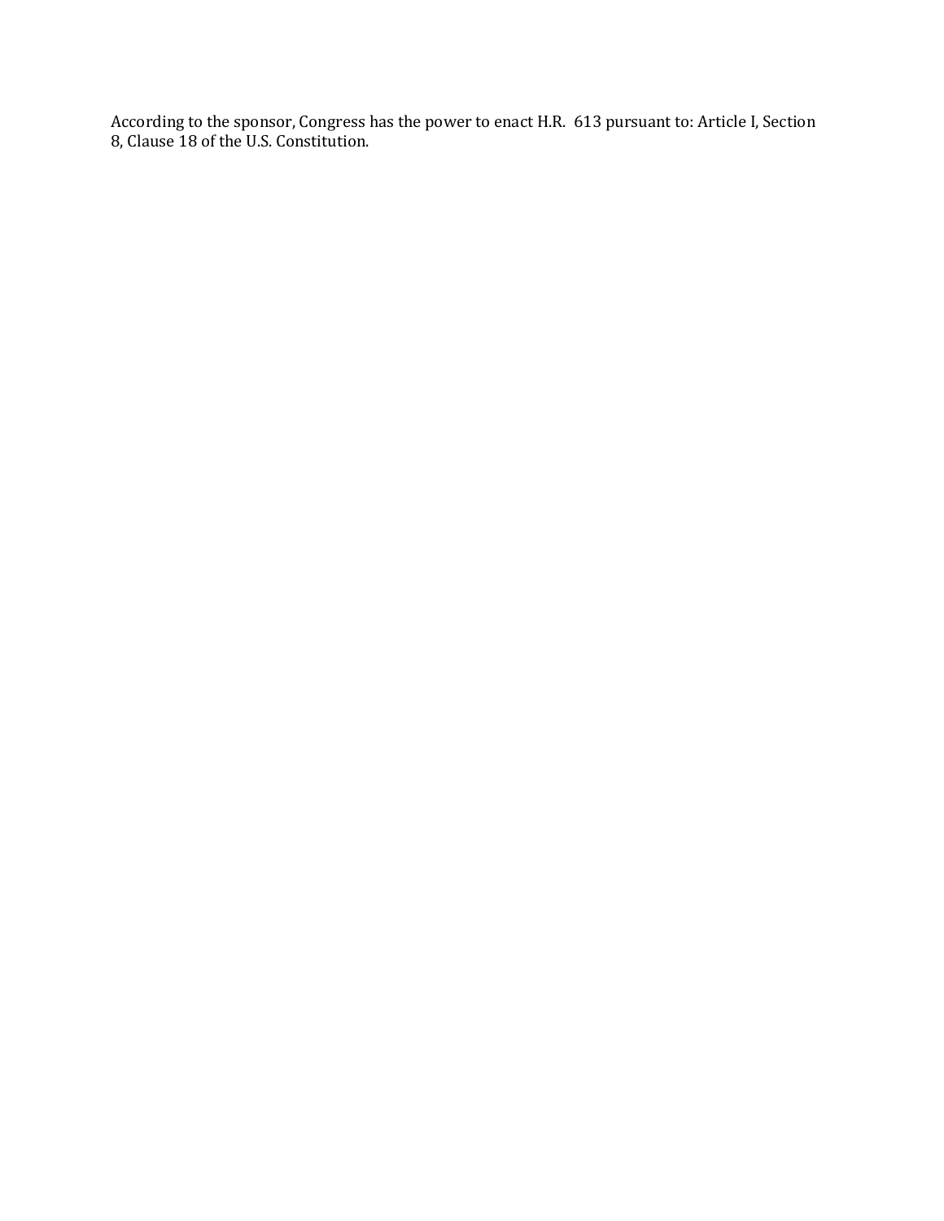According to the sponsor, Congress has the power to enact H.R. 613 pursuant to: Article I, Section 8, Clause 18 of the U.S. Constitution.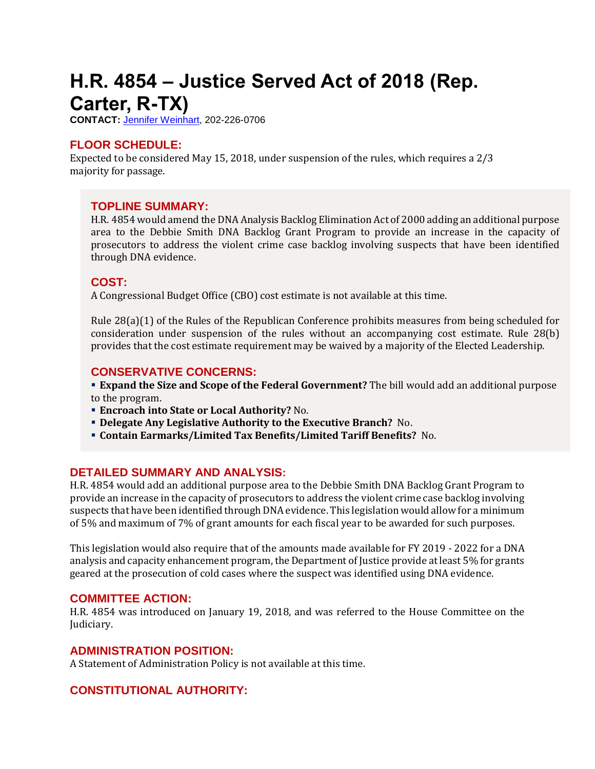# H.R. 4854 – Justice Served Act of 2018 (Rep. Carter, R-TX)

**CONTACT:** Jennifer Weinhart, 202-226-0706

## FLOOR SCHEDULE:

Expected to be considered May 15, 2018, under suspension of the rules, which requires a 2/3 majority for passage.

## TOPLINE SUMMARY:

H.R. 4854 would amend the DNA Analysis Backlog Elimination Act of 2000 adding an additional purpose area to the Debbie Smith DNA Backlog Grant Program to provide an increase in the capacity of prosecutors to address the violent crime case backlog involving suspects that have been identified through DNA evidence.

## COST:

A Congressional Budget Office (CBO) cost estimate is not available at this time.

Rule 28(a)(1) of the Rules of the Republican Conference prohibits measures from being scheduled for consideration under suspension of the rules without an accompanying cost estimate. Rule 28(b) provides that the cost estimate requirement may be waived by a majority of the Elected Leadership.

## CONSERVATIVE CONCERNS:

- **Expand the Size and Scope of the Federal Government?** The bill would add an additional purpose to the program.
- **Encroach into State or Local Authority?** No.
- **Delegate Any Legislative Authority to the Executive Branch?** No.
- **Contain Earmarks/Limited Tax Benefits/Limited Tariff Benefits?** No.

## DETAILED SUMMARY AND ANALYSIS:

H.R. 4854 would add an additional purpose area to the Debbie Smith DNA Backlog Grant Program to provide an increase in the capacity of prosecutors to address the violent crime case backlog involving suspects that have been identified through DNA evidence. This legislation would allow for a minimum of 5% and maximum of 7% of grant amounts for each fiscal year to be awarded for such purposes.

This legislation would also require that of the amounts made available for FY 2019 - 2022 for a DNA analysis and capacity enhancement program, the Department of Justice provide at least 5% for grants geared at the prosecution of cold cases where the suspect was identified using DNA evidence.

## COMMITTEE ACTION:

H.R. 4854 was introduced on January 19, 2018, and was referred to the House Committee on the Judiciary.

## ADMINISTRATION POSITION:

A Statement of Administration Policy is not available at this time.

## CONSTITUTIONAL AUTHORITY: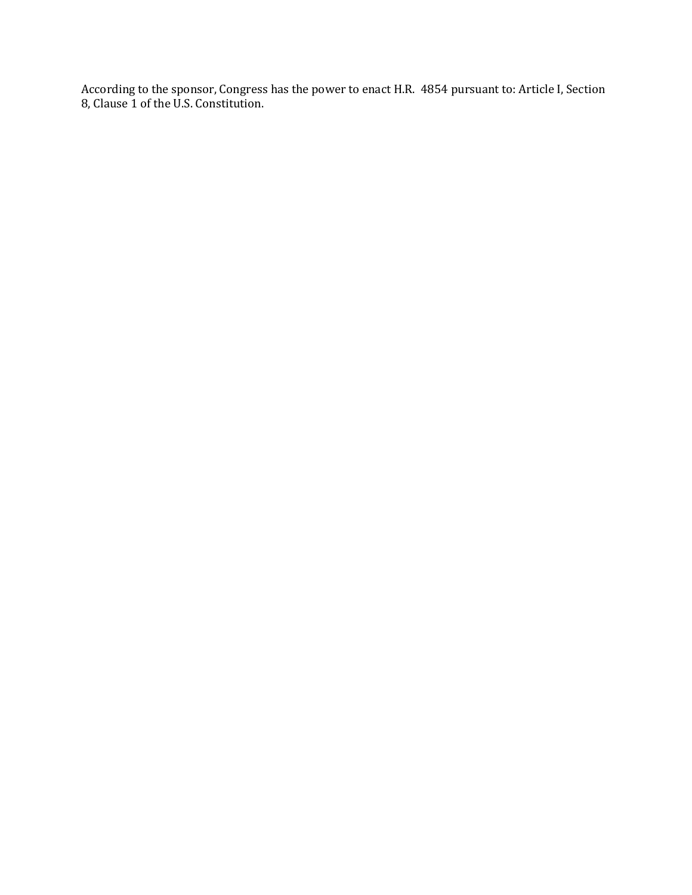According to the sponsor, Congress has the power to enact H.R. 4854 pursuant to: Article I, Section 8, Clause 1 of the U.S. Constitution.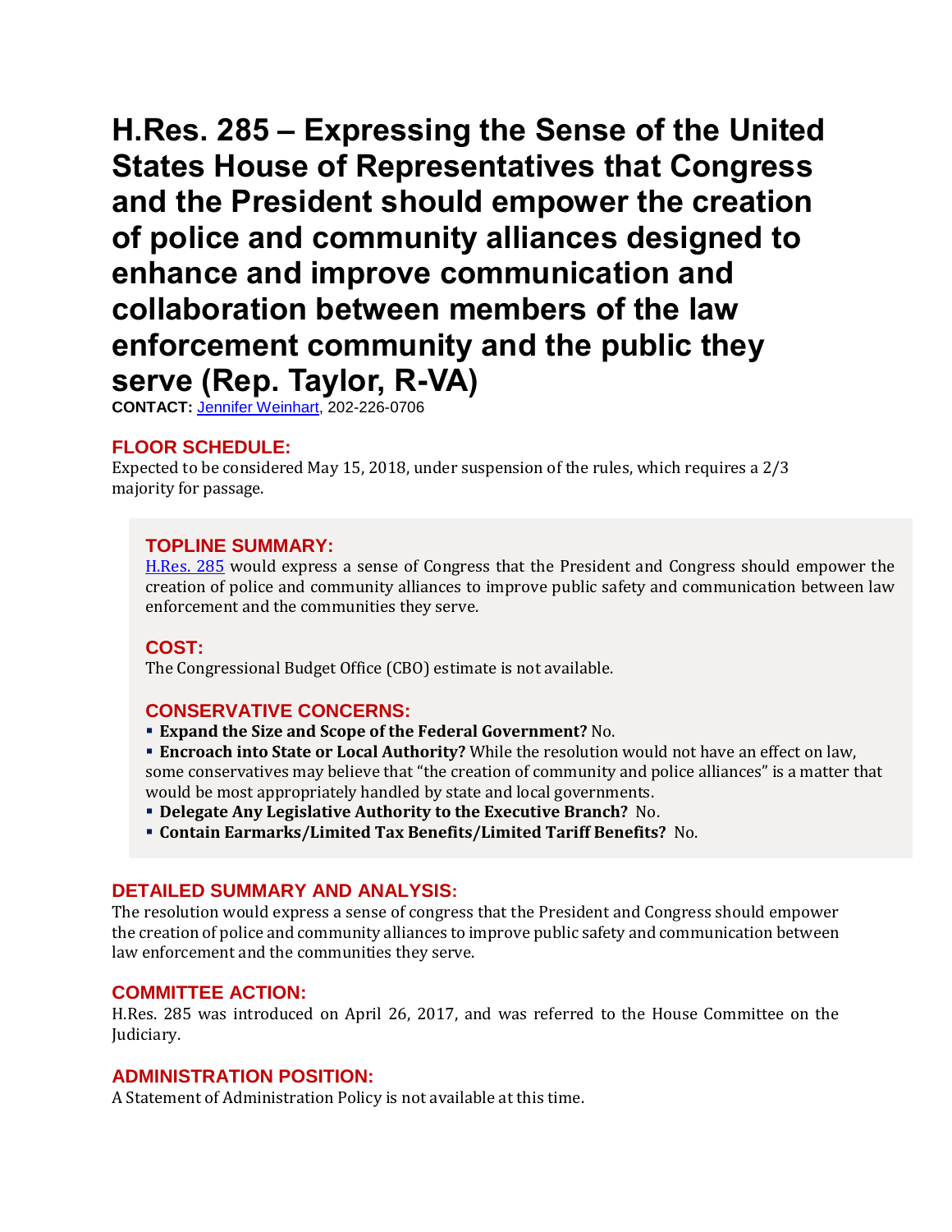# H.Res. 285 – Expressing the Sense of the United States House of Representatives that Congress and the President should empower the creation of police and community alliances designed to enhance and improve communication and collaboration between members of the law enforcement community and the public they serve (Rep. Taylor, R-VA)

**CONTACT:** Jennifer Weinhart, 202-226-0706

## FLOOR SCHEDULE:

Expected to be considered May 15, 2018, under suspension of the rules, which requires a 2/3 majority for passage.

## TOPLINE SUMMARY:

H.Res. 285 would express a sense of Congress that the President and Congress should empower the creation of police and community alliances to improve public safety and communication between law enforcement and the communities they serve.

## COST:

The Congressional Budget Office (CBO) estimate is not available.

## CONSERVATIVE CONCERNS:

- **Expand the Size and Scope of the Federal Government?** No.
- **Encroach into State or Local Authority?** While the resolution would not have an effect on law, some conservatives may believe that "the creation of community and police alliances" is a matter that would be most appropriately handled by state and local governments.
- **Delegate Any Legislative Authority to the Executive Branch?** No.
- **Contain Earmarks/Limited Tax Benefits/Limited Tariff Benefits?** No.

## DETAILED SUMMARY AND ANALYSIS:

The resolution would express a sense of congress that the President and Congress should empower the creation of police and community alliances to improve public safety and communication between law enforcement and the communities they serve.

## COMMITTEE ACTION:

H.Res. 285 was introduced on April 26, 2017, and was referred to the House Committee on the Judiciary.

## ADMINISTRATION POSITION:

A Statement of Administration Policy is not available at this time.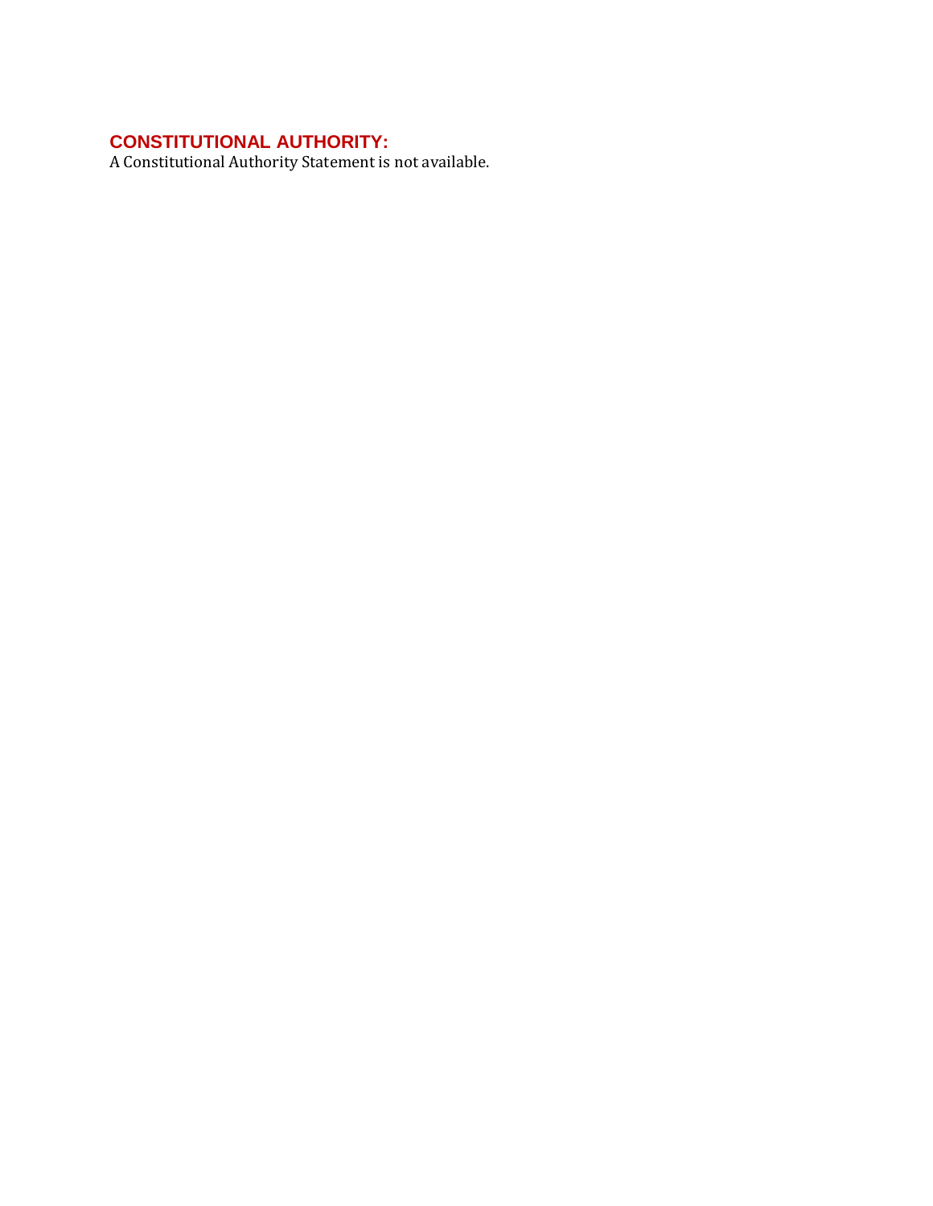## CONSTITUTIONAL AUTHORITY:

A Constitutional Authority Statement is not available.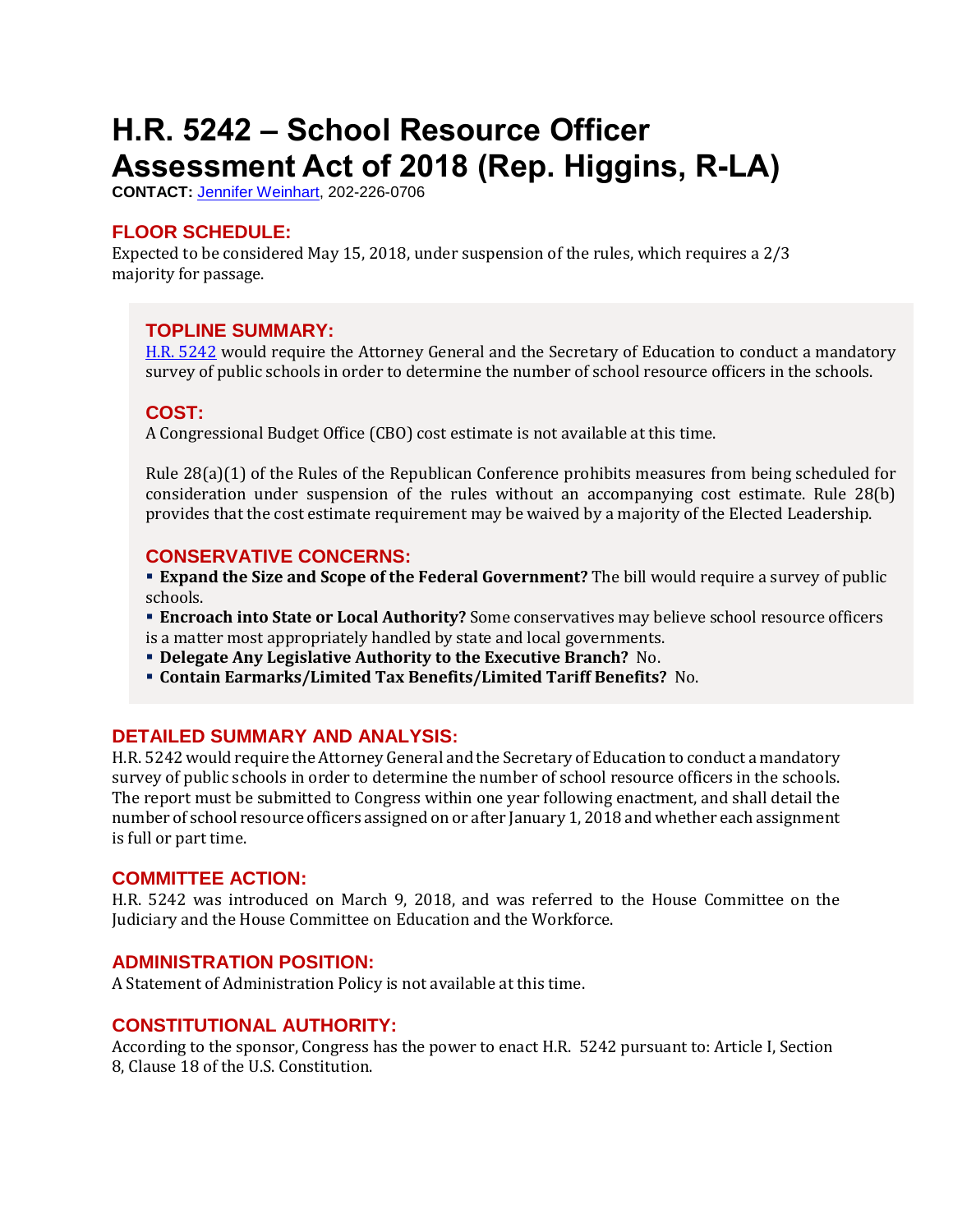# H.R. 5242 – School Resource Officer Assessment Act of 2018 (Rep. Higgins, R-LA)

**CONTACT:** Jennifer Weinhart, 202-226-0706

## FLOOR SCHEDULE:

Expected to be considered May 15, 2018, under suspension of the rules, which requires a 2/3 majority for passage.

## TOPLINE SUMMARY:

H.R. 5242 would require the Attorney General and the Secretary of Education to conduct a mandatory survey of public schools in order to determine the number of school resource officers in the schools.

## COST:

A Congressional Budget Office (CBO) cost estimate is not available at this time.

Rule 28(a)(1) of the Rules of the Republican Conference prohibits measures from being scheduled for consideration under suspension of the rules without an accompanying cost estimate. Rule 28(b) provides that the cost estimate requirement may be waived by a majority of the Elected Leadership.

## CONSERVATIVE CONCERNS:

- **Expand the Size and Scope of the Federal Government?** The bill would require a survey of public schools.
- **Encroach into State or Local Authority?** Some conservatives may believe school resource officers is a matter most appropriately handled by state and local governments.
- **Delegate Any Legislative Authority to the Executive Branch?** No.
- **Contain Earmarks/Limited Tax Benefits/Limited Tariff Benefits?** No.

## DETAILED SUMMARY AND ANALYSIS:

H.R. 5242 would require the Attorney General and the Secretary of Education to conduct a mandatory survey of public schools in order to determine the number of school resource officers in the schools. The report must be submitted to Congress within one year following enactment, and shall detail the number of school resource officers assigned on or after January 1, 2018 and whether each assignment is full or part time.

## COMMITTEE ACTION:

H.R. 5242 was introduced on March 9, 2018, and was referred to the House Committee on the Judiciary and the House Committee on Education and the Workforce.

## ADMINISTRATION POSITION:

A Statement of Administration Policy is not available at this time.

## CONSTITUTIONAL AUTHORITY:

According to the sponsor, Congress has the power to enact H.R. 5242 pursuant to: Article I, Section 8, Clause 18 of the U.S. Constitution.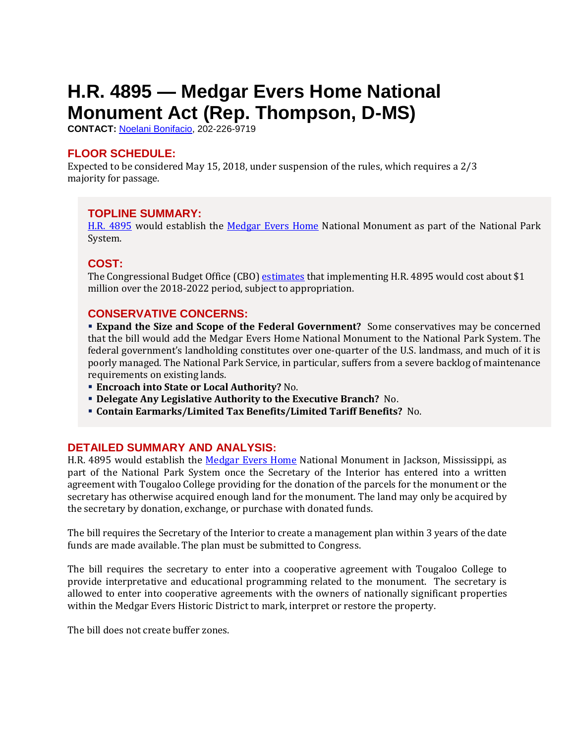# H.R. 4895 — Medgar Evers Home National Monument Act (Rep. Thompson, D-MS)

**CONTACT:** Noelani Bonifacio, 202-226-9719

## FLOOR SCHEDULE:

Expected to be considered May 15, 2018, under suspension of the rules, which requires a 2/3 majority for passage.

## TOPLINE SUMMARY:

H.R. 4895 would establish the Medgar Evers Home National Monument as part of the National Park System.

## COST:

The Congressional Budget Office (CBO) estimates that implementing H.R. 4895 would cost about $1 million over the 2018-2022 period, subject to appropriation.

## CONSERVATIVE CONCERNS:

- **Expand the Size and Scope of the Federal Government?** Some conservatives may be concerned that the bill would add the Medgar Evers Home National Monument to the National Park System. The federal government's landholding constitutes over one-quarter of the U.S. landmass, and much of it is poorly managed. The National Park Service, in particular, suffers from a severe backlog of maintenance requirements on existing lands.
- **Encroach into State or Local Authority?** No.
- **Delegate Any Legislative Authority to the Executive Branch?** No.
- **Contain Earmarks/Limited Tax Benefits/Limited Tariff Benefits?** No.

## DETAILED SUMMARY AND ANALYSIS:

H.R. 4895 would establish the Medgar Evers Home National Monument in Jackson, Mississippi, as part of the National Park System once the Secretary of the Interior has entered into a written agreement with Tougaloo College providing for the donation of the parcels for the monument or the secretary has otherwise acquired enough land for the monument. The land may only be acquired by the secretary by donation, exchange, or purchase with donated funds.

The bill requires the Secretary of the Interior to create a management plan within 3 years of the date funds are made available. The plan must be submitted to Congress.

The bill requires the secretary to enter into a cooperative agreement with Tougaloo College to provide interpretative and educational programming related to the monument. The secretary is allowed to enter into cooperative agreements with the owners of nationally significant properties within the Medgar Evers Historic District to mark, interpret or restore the property.

The bill does not create buffer zones.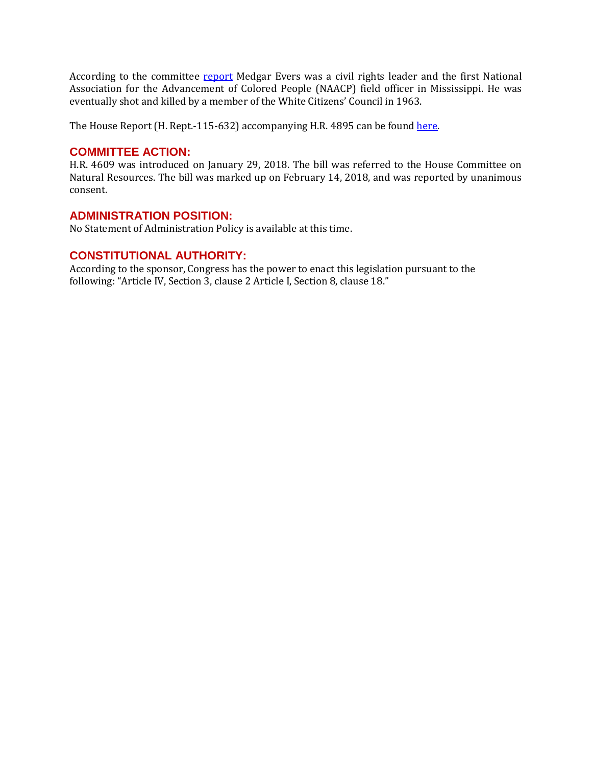According to the committee report Medgar Evers was a civil rights leader and the first National Association for the Advancement of Colored People (NAACP) field officer in Mississippi. He was eventually shot and killed by a member of the White Citizens' Council in 1963.

The House Report (H. Rept.-115-632) accompanying H.R. 4895 can be found here.

## COMMITTEE ACTION:

H.R. 4609 was introduced on January 29, 2018. The bill was referred to the House Committee on Natural Resources. The bill was marked up on February 14, 2018, and was reported by unanimous consent.

## ADMINISTRATION POSITION:

No Statement of Administration Policy is available at this time.

## CONSTITUTIONAL AUTHORITY:

According to the sponsor, Congress has the power to enact this legislation pursuant to the following: "Article IV, Section 3, clause 2 Article I, Section 8, clause 18."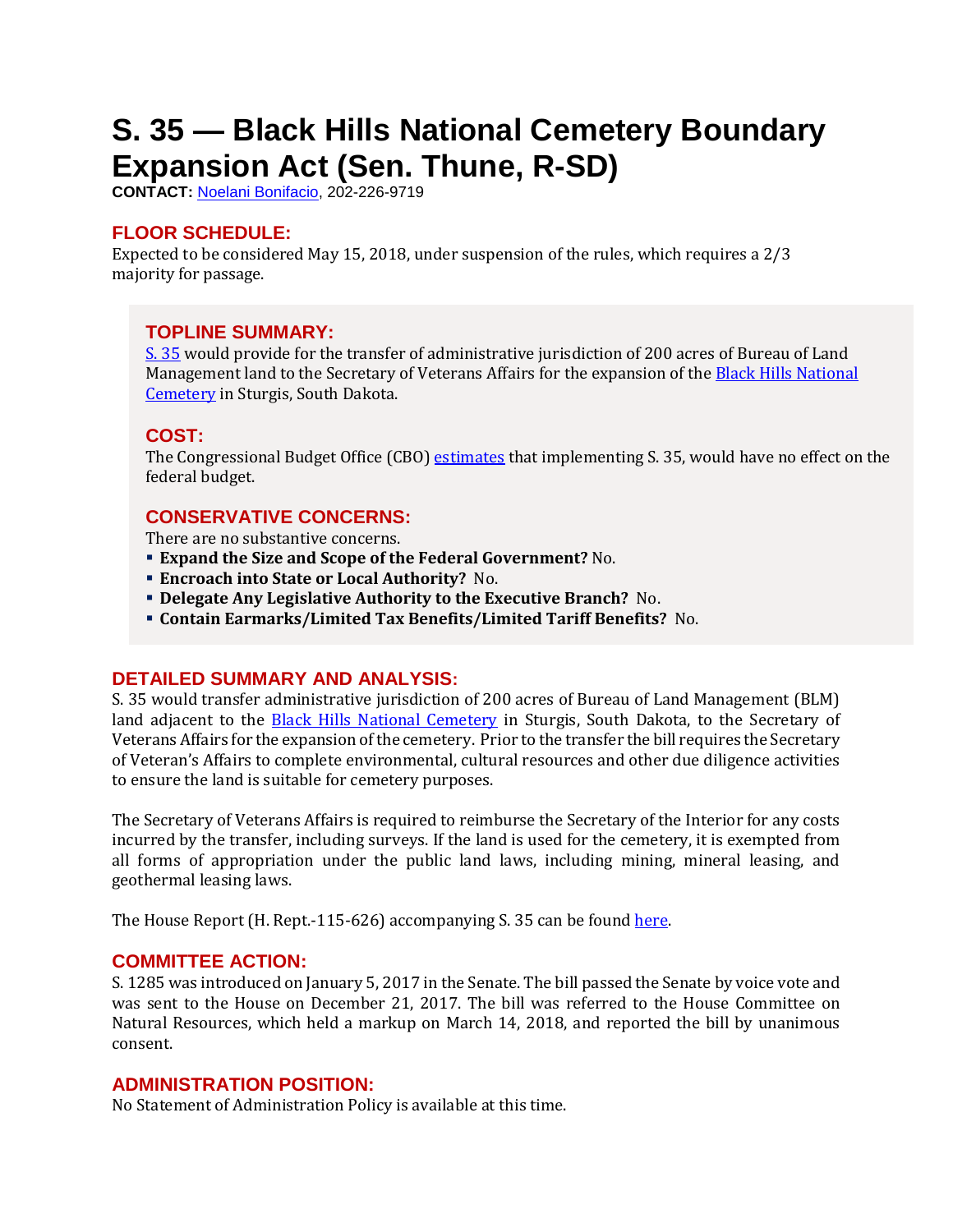# S. 35 — Black Hills National Cemetery Boundary Expansion Act (Sen. Thune, R-SD)

**CONTACT:** Noelani Bonifacio, 202-226-9719

## FLOOR SCHEDULE:

Expected to be considered May 15, 2018, under suspension of the rules, which requires a 2/3 majority for passage.

## TOPLINE SUMMARY:

S. 35 would provide for the transfer of administrative jurisdiction of 200 acres of Bureau of Land Management land to the Secretary of Veterans Affairs for the expansion of the Black Hills National Cemetery in Sturgis, South Dakota.

## COST:

The Congressional Budget Office (CBO) estimates that implementing S. 35, would have no effect on the federal budget.

## CONSERVATIVE CONCERNS:

There are no substantive concerns.

- **Expand the Size and Scope of the Federal Government?** No.
- **Encroach into State or Local Authority?** No.
- **Delegate Any Legislative Authority to the Executive Branch?** No.
- **Contain Earmarks/Limited Tax Benefits/Limited Tariff Benefits?** No.

## DETAILED SUMMARY AND ANALYSIS:

S. 35 would transfer administrative jurisdiction of 200 acres of Bureau of Land Management (BLM) land adjacent to the Black Hills National Cemetery in Sturgis, South Dakota, to the Secretary of Veterans Affairs for the expansion of the cemetery. Prior to the transfer the bill requires the Secretary of Veteran's Affairs to complete environmental, cultural resources and other due diligence activities to ensure the land is suitable for cemetery purposes.

The Secretary of Veterans Affairs is required to reimburse the Secretary of the Interior for any costs incurred by the transfer, including surveys. If the land is used for the cemetery, it is exempted from all forms of appropriation under the public land laws, including mining, mineral leasing, and geothermal leasing laws.

The House Report (H. Rept.-115-626) accompanying S. 35 can be found here.

## COMMITTEE ACTION:

S. 1285 was introduced on January 5, 2017 in the Senate. The bill passed the Senate by voice vote and was sent to the House on December 21, 2017. The bill was referred to the House Committee on Natural Resources, which held a markup on March 14, 2018, and reported the bill by unanimous consent.

## ADMINISTRATION POSITION:

No Statement of Administration Policy is available at this time.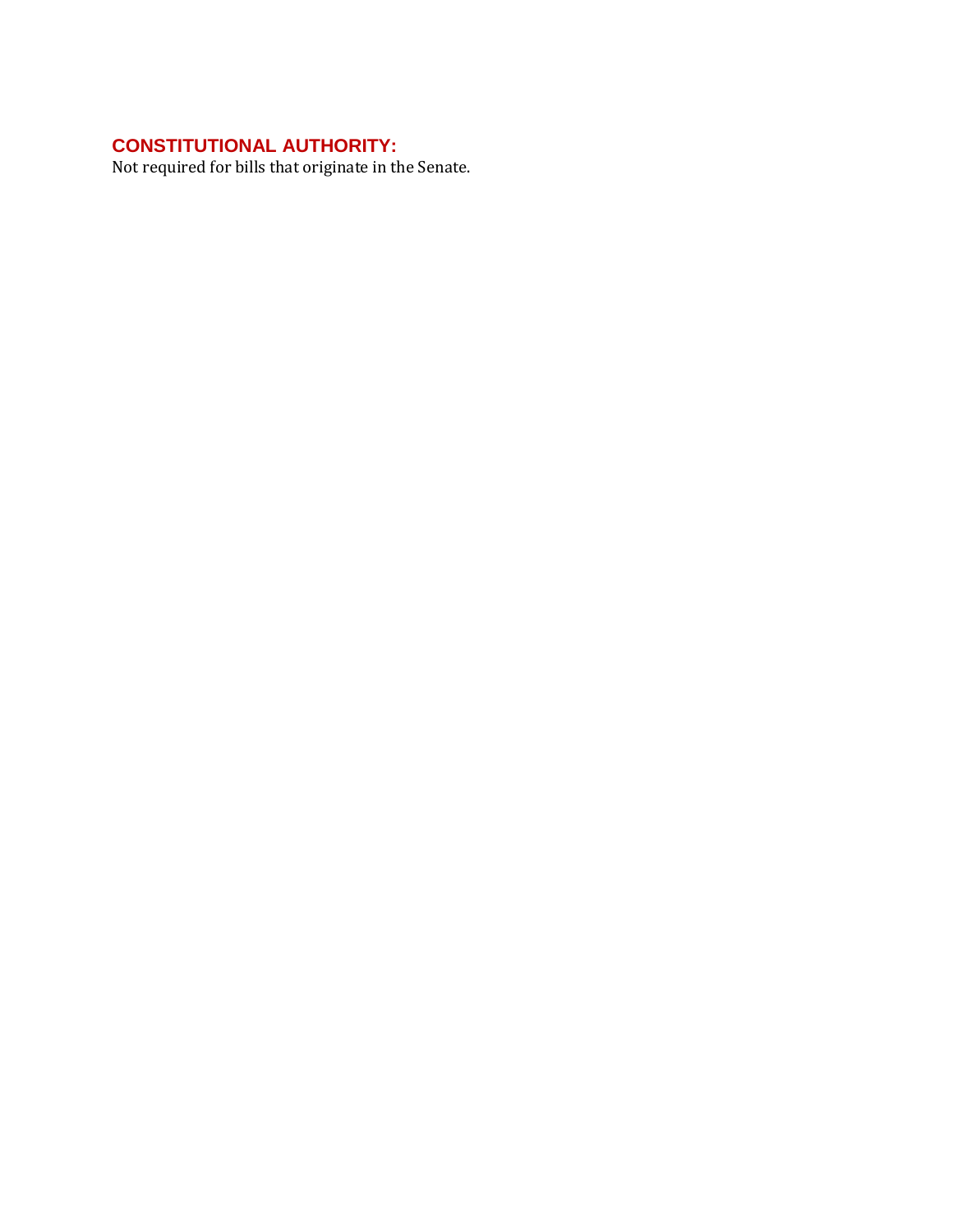## CONSTITUTIONAL AUTHORITY:

Not required for bills that originate in the Senate.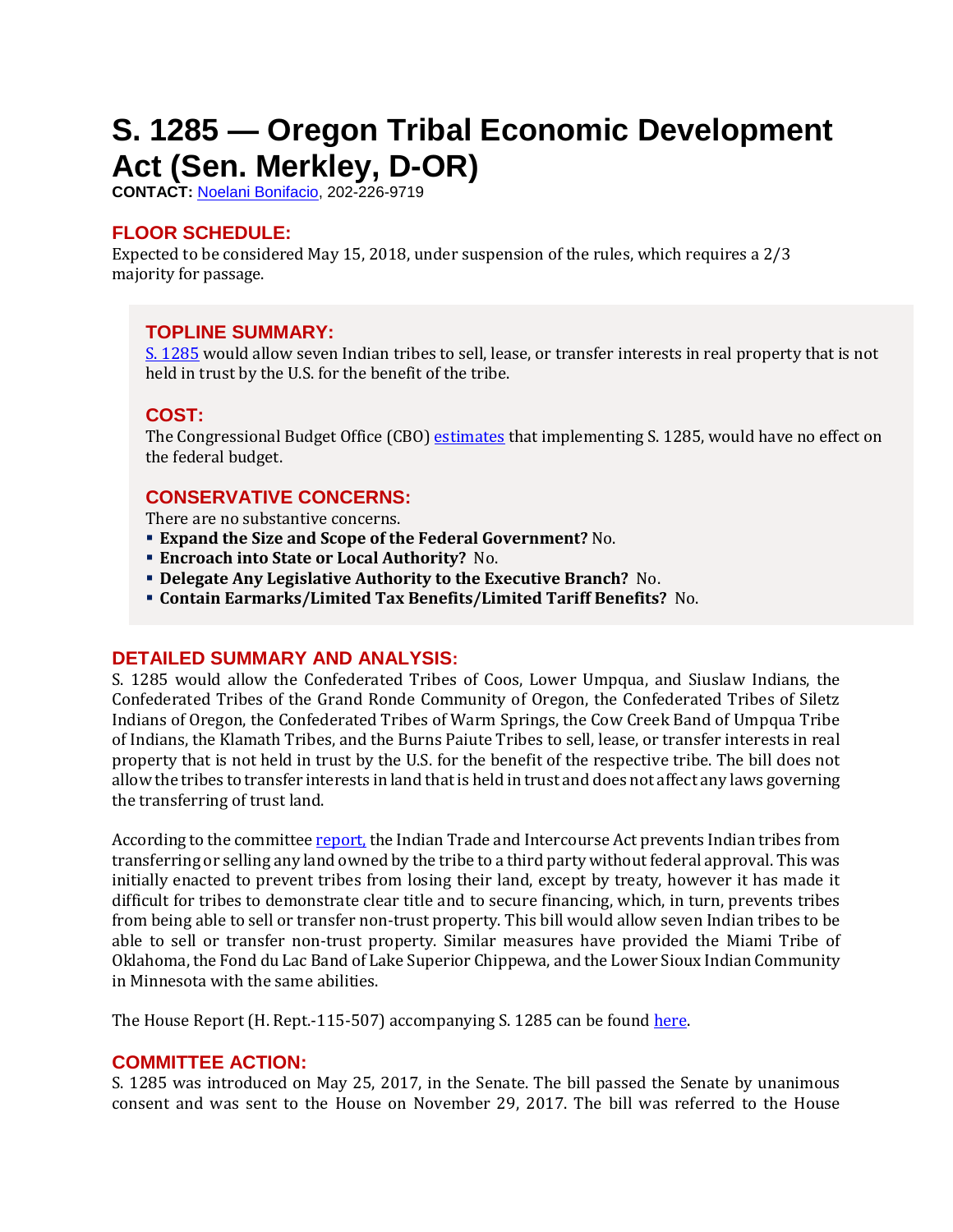# S. 1285 — Oregon Tribal Economic Development Act (Sen. Merkley, D-OR)

**CONTACT:** Noelani Bonifacio, 202-226-9719

## FLOOR SCHEDULE:

Expected to be considered May 15, 2018, under suspension of the rules, which requires a 2/3 majority for passage.

## TOPLINE SUMMARY:

S. 1285 would allow seven Indian tribes to sell, lease, or transfer interests in real property that is not held in trust by the U.S. for the benefit of the tribe.

## COST:

The Congressional Budget Office (CBO) estimates that implementing S. 1285, would have no effect on the federal budget.

## CONSERVATIVE CONCERNS:

There are no substantive concerns.

- **Expand the Size and Scope of the Federal Government?** No.
- **Encroach into State or Local Authority?** No.
- **Delegate Any Legislative Authority to the Executive Branch?** No.
- **Contain Earmarks/Limited Tax Benefits/Limited Tariff Benefits?** No.

## DETAILED SUMMARY AND ANALYSIS:

S. 1285 would allow the Confederated Tribes of Coos, Lower Umpqua, and Siuslaw Indians, the Confederated Tribes of the Grand Ronde Community of Oregon, the Confederated Tribes of Siletz Indians of Oregon, the Confederated Tribes of Warm Springs, the Cow Creek Band of Umpqua Tribe of Indians, the Klamath Tribes, and the Burns Paiute Tribes to sell, lease, or transfer interests in real property that is not held in trust by the U.S. for the benefit of the respective tribe. The bill does not allow the tribes to transfer interests in land that is held in trust and does not affect any laws governing the transferring of trust land.

According to the committee report, the Indian Trade and Intercourse Act prevents Indian tribes from transferring or selling any land owned by the tribe to a third party without federal approval. This was initially enacted to prevent tribes from losing their land, except by treaty, however it has made it difficult for tribes to demonstrate clear title and to secure financing, which, in turn, prevents tribes from being able to sell or transfer non-trust property. This bill would allow seven Indian tribes to be able to sell or transfer non-trust property. Similar measures have provided the Miami Tribe of Oklahoma, the Fond du Lac Band of Lake Superior Chippewa, and the Lower Sioux Indian Community in Minnesota with the same abilities.

The House Report (H. Rept.-115-507) accompanying S. 1285 can be found here.

## COMMITTEE ACTION:

S. 1285 was introduced on May 25, 2017, in the Senate. The bill passed the Senate by unanimous consent and was sent to the House on November 29, 2017. The bill was referred to the House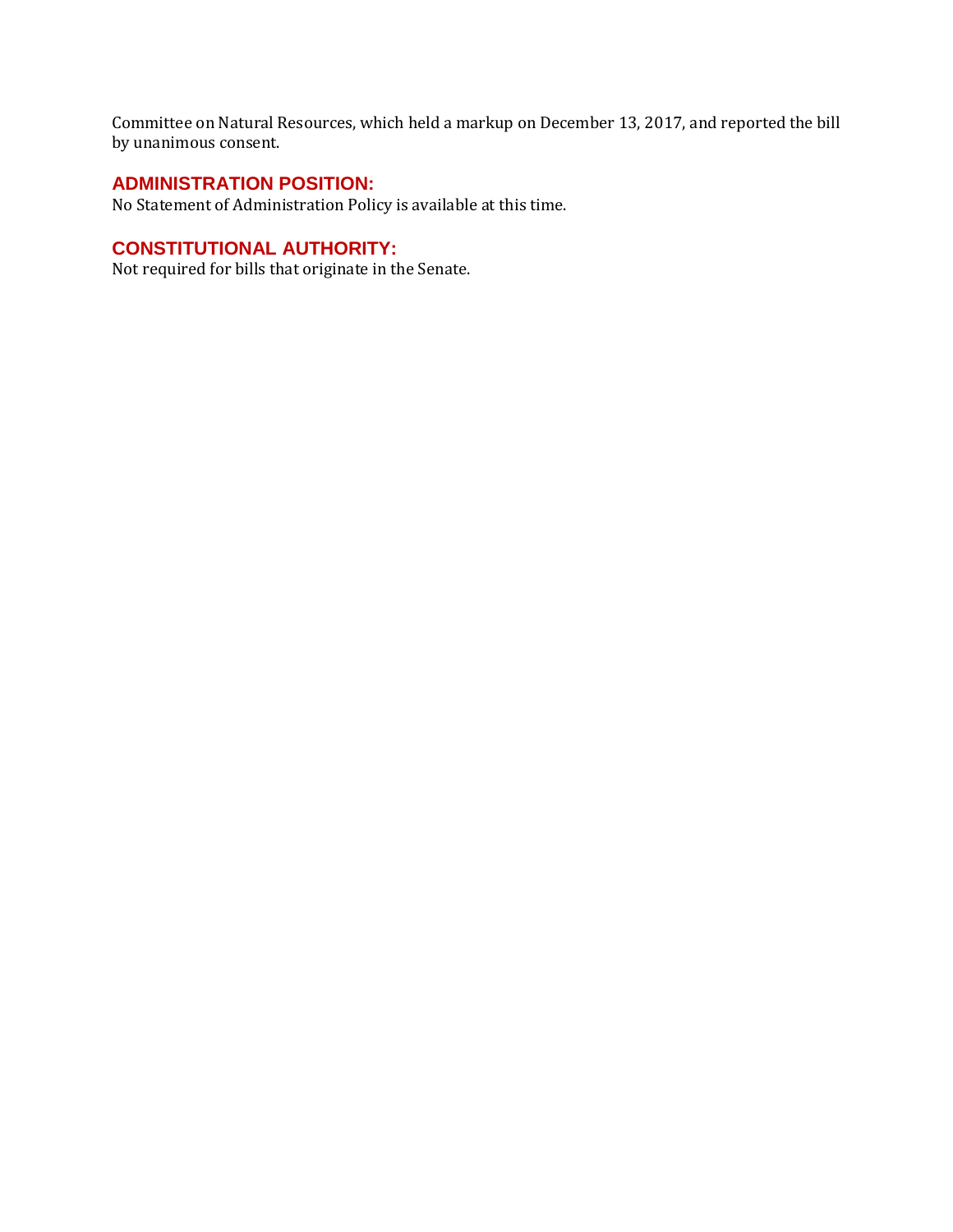Committee on Natural Resources, which held a markup on December 13, 2017, and reported the bill by unanimous consent.

## ADMINISTRATION POSITION:

No Statement of Administration Policy is available at this time.

## CONSTITUTIONAL AUTHORITY:

Not required for bills that originate in the Senate.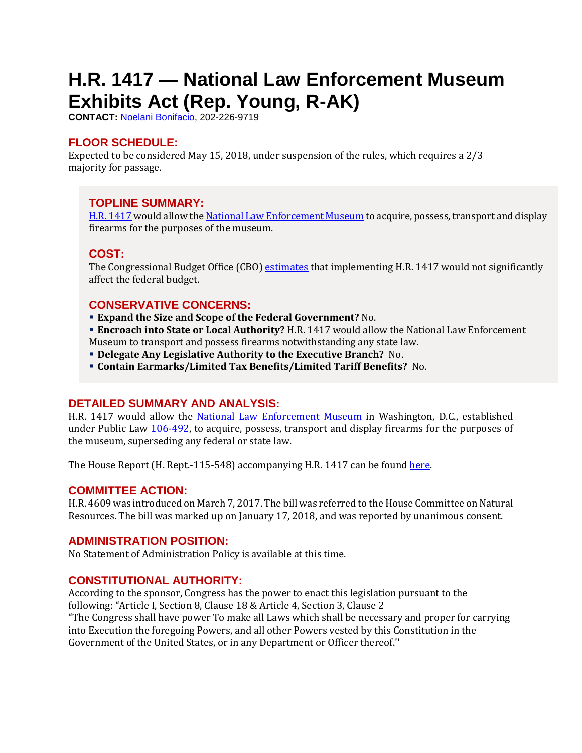# H.R. 1417 — National Law Enforcement Museum Exhibits Act (Rep. Young, R-AK)

**CONTACT:** Noelani Bonifacio, 202-226-9719

## FLOOR SCHEDULE:

Expected to be considered May 15, 2018, under suspension of the rules, which requires a 2/3 majority for passage.

## TOPLINE SUMMARY:

H.R. 1417 would allow the National Law Enforcement Museum to acquire, possess, transport and display firearms for the purposes of the museum.

## COST:

The Congressional Budget Office (CBO) estimates that implementing H.R. 1417 would not significantly affect the federal budget.

## CONSERVATIVE CONCERNS:

- **Expand the Size and Scope of the Federal Government?** No.
- **Encroach into State or Local Authority?** H.R. 1417 would allow the National Law Enforcement Museum to transport and possess firearms notwithstanding any state law.
- **Delegate Any Legislative Authority to the Executive Branch?** No.
- **Contain Earmarks/Limited Tax Benefits/Limited Tariff Benefits?** No.

## DETAILED SUMMARY AND ANALYSIS:

H.R. 1417 would allow the National Law Enforcement Museum in Washington, D.C., established under Public Law 106-492, to acquire, possess, transport and display firearms for the purposes of the museum, superseding any federal or state law.

The House Report (H. Rept.-115-548) accompanying H.R. 1417 can be found here.

## COMMITTEE ACTION:

H.R. 4609 was introduced on March 7, 2017. The bill was referred to the House Committee on Natural Resources. The bill was marked up on January 17, 2018, and was reported by unanimous consent.

## ADMINISTRATION POSITION:

No Statement of Administration Policy is available at this time.

## CONSTITUTIONAL AUTHORITY:

According to the sponsor, Congress has the power to enact this legislation pursuant to the following: "Article I, Section 8, Clause 18 & Article 4, Section 3, Clause 2
"The Congress shall have power To make all Laws which shall be necessary and proper for carrying into Execution the foregoing Powers, and all other Powers vested by this Constitution in the Government of the United States, or in any Department or Officer thereof.''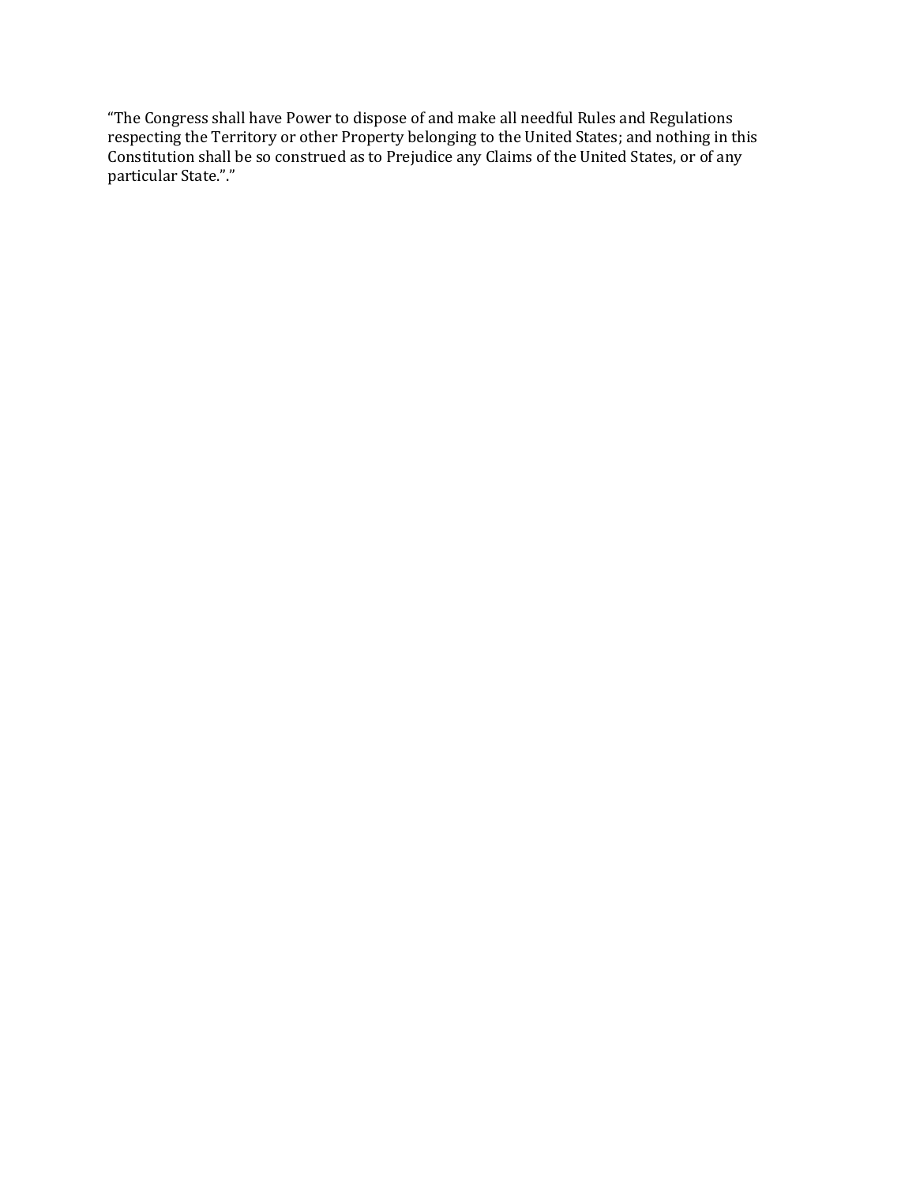“The Congress shall have Power to dispose of and make all needful Rules and Regulations respecting the Territory or other Property belonging to the United States; and nothing in this Constitution shall be so construed as to Prejudice any Claims of the United States, or of any particular State.”.”